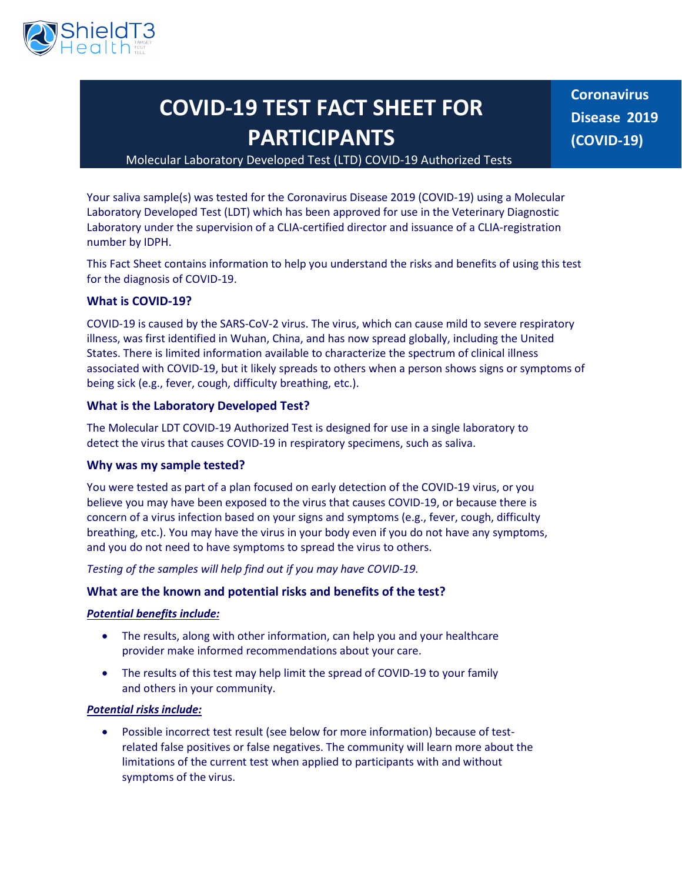ShieldT3 Health

# COVID-19 TEST FACT SHEET FOR PARTICIPANTS

Molecular Laboratory Developed Test (LTD) COVID-19 Authorized Tests

**Coronavirus Disease 2019 (COVID-19)**

Your saliva sample(s) was tested for the Coronavirus Disease 2019 (COVID-19) using a Molecular Laboratory Developed Test (LDT) which has been approved for use in the Veterinary Diagnostic Laboratory under the supervision of a CLIA-certified director and issuance of a CLIA-registration number by IDPH.

This Fact Sheet contains information to help you understand the risks and benefits of using this test for the diagnosis of COVID-19.

### What is COVID-19?

COVID-19 is caused by the SARS-CoV-2 virus. The virus, which can cause mild to severe respiratory illness, was first identified in Wuhan, China, and has now spread globally, including the United States. There is limited information available to characterize the spectrum of clinical illness associated with COVID-19, but it likely spreads to others when a person shows signs or symptoms of being sick (e.g., fever, cough, difficulty breathing, etc.).

### What is the Laboratory Developed Test?

The Molecular LDT COVID-19 Authorized Test is designed for use in a single laboratory to detect the virus that causes COVID-19 in respiratory specimens, such as saliva.

### Why was my sample tested?

You were tested as part of a plan focused on early detection of the COVID-19 virus, or you believe you may have been exposed to the virus that causes COVID-19, or because there is concern of a virus infection based on your signs and symptoms (e.g., fever, cough, difficulty breathing, etc.). You may have the virus in your body even if you do not have any symptoms, and you do not need to have symptoms to spread the virus to others.

*Testing of the samples will help find out if you may have COVID-19.*

### What are the known and potential risks and benefits of the test?

***Potential benefits include:***

- The results, along with other information, can help you and your healthcare provider make informed recommendations about your care.
- The results of this test may help limit the spread of COVID-19 to your family and others in your community.

***Potential risks include:***

- Possible incorrect test result (see below for more information) because of test-related false positives or false negatives. The community will learn more about the limitations of the current test when applied to participants with and without symptoms of the virus.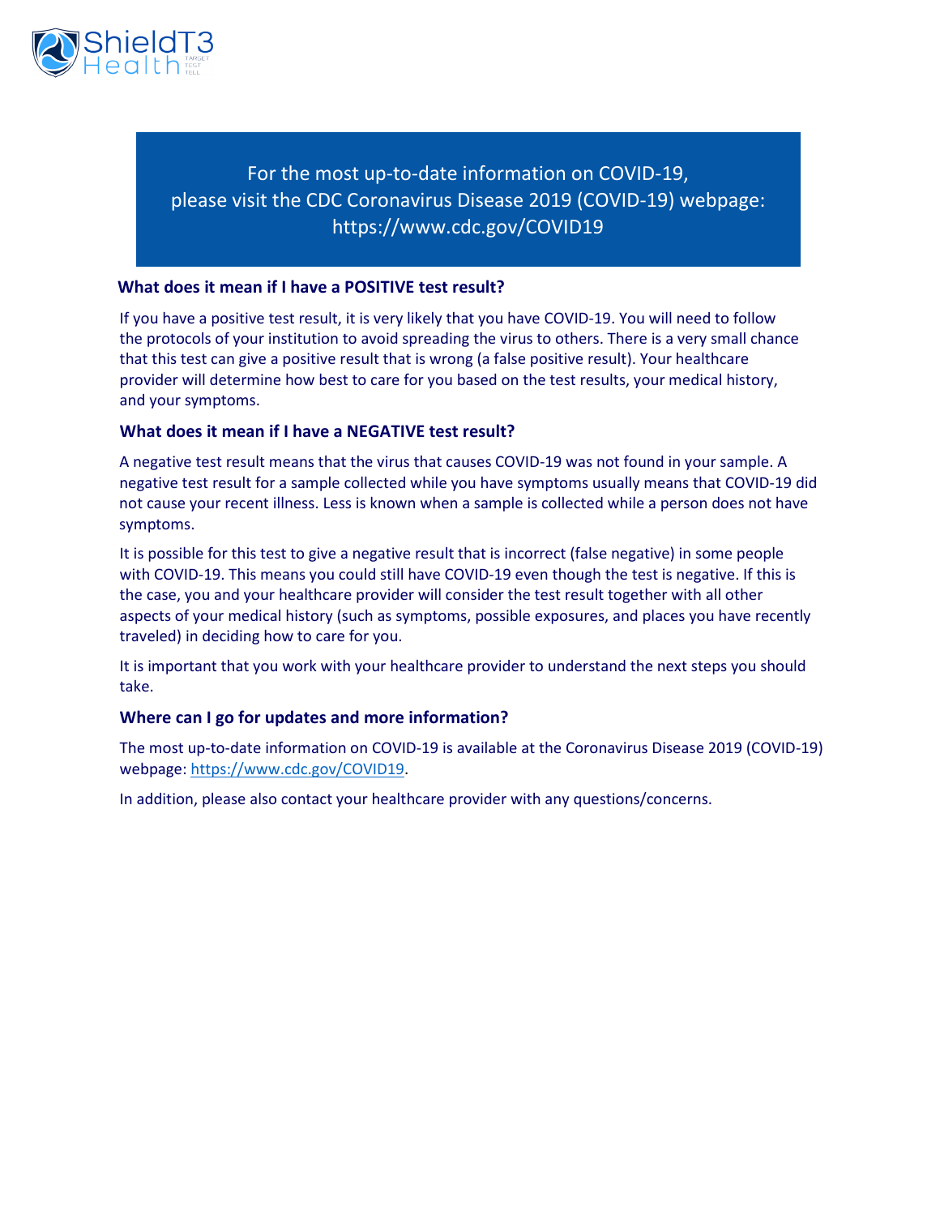For the most up-to-date information on COVID-19, please visit the CDC Coronavirus Disease 2019 (COVID-19) webpage: https://www.cdc.gov/COVID19

### What does it mean if I have a POSITIVE test result?

If you have a positive test result, it is very likely that you have COVID-19. You will need to follow the protocols of your institution to avoid spreading the virus to others. There is a very small chance that this test can give a positive result that is wrong (a false positive result). Your healthcare provider will determine how best to care for you based on the test results, your medical history, and your symptoms.

### What does it mean if I have a NEGATIVE test result?

A negative test result means that the virus that causes COVID-19 was not found in your sample. A negative test result for a sample collected while you have symptoms usually means that COVID-19 did not cause your recent illness. Less is known when a sample is collected while a person does not have symptoms.

It is possible for this test to give a negative result that is incorrect (false negative) in some people with COVID-19. This means you could still have COVID-19 even though the test is negative. If this is the case, you and your healthcare provider will consider the test result together with all other aspects of your medical history (such as symptoms, possible exposures, and places you have recently traveled) in deciding how to care for you.

It is important that you work with your healthcare provider to understand the next steps you should take.

### Where can I go for updates and more information?

The most up-to-date information on COVID-19 is available at the Coronavirus Disease 2019 (COVID-19) webpage: https://www.cdc.gov/COVID19.

In addition, please also contact your healthcare provider with any questions/concerns.